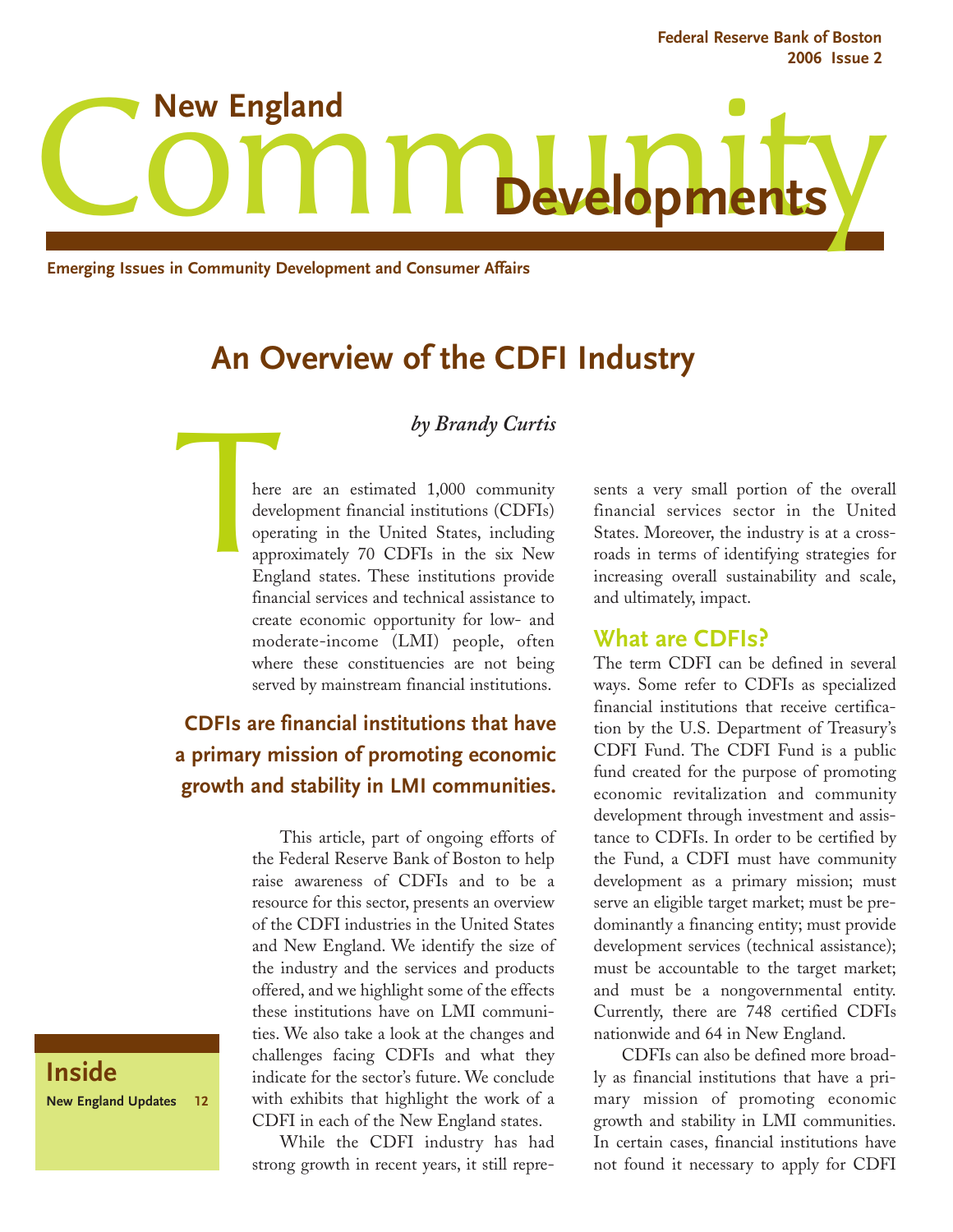Federal Reserve Bank of Boston
2006 Issue 2

# New England Community Developments

**Emerging Issues in Community Development and Consumer Affairs**

## An Overview of the CDFI Industry

*by Brandy Curtis*

There are an estimated 1,000 community development financial institutions (CDFIs) operating in the United States, including approximately 70 CDFIs in the six New England states. These institutions provide financial services and technical assistance to create economic opportunity for low- and moderate-income (LMI) people, often where these constituencies are not being served by mainstream financial institutions.

**CDFIs are financial institutions that have a primary mission of promoting economic growth and stability in LMI communities.**

This article, part of ongoing efforts of the Federal Reserve Bank of Boston to help raise awareness of CDFIs and to be a resource for this sector, presents an overview of the CDFI industries in the United States and New England. We identify the size of the industry and the services and products offered, and we highlight some of the effects these institutions have on LMI communities. We also take a look at the changes and challenges facing CDFIs and what they indicate for the sector's future. We conclude with exhibits that highlight the work of a CDFI in each of the New England states.

While the CDFI industry has had strong growth in recent years, it still represents a very small portion of the overall financial services sector in the United States. Moreover, the industry is at a crossroads in terms of identifying strategies for increasing overall sustainability and scale, and ultimately, impact.

### What are CDFIs?

The term CDFI can be defined in several ways. Some refer to CDFIs as specialized financial institutions that receive certification by the U.S. Department of Treasury's CDFI Fund. The CDFI Fund is a public fund created for the purpose of promoting economic revitalization and community development through investment and assistance to CDFIs. In order to be certified by the Fund, a CDFI must have community development as a primary mission; must serve an eligible target market; must be predominantly a financing entity; must provide development services (technical assistance); must be accountable to the target market; and must be a nongovernmental entity. Currently, there are 748 certified CDFIs nationwide and 64 in New England.

CDFIs can also be defined more broadly as financial institutions that have a primary mission of promoting economic growth and stability in LMI communities. In certain cases, financial institutions have not found it necessary to apply for CDFI

**Inside**

New England Updates 12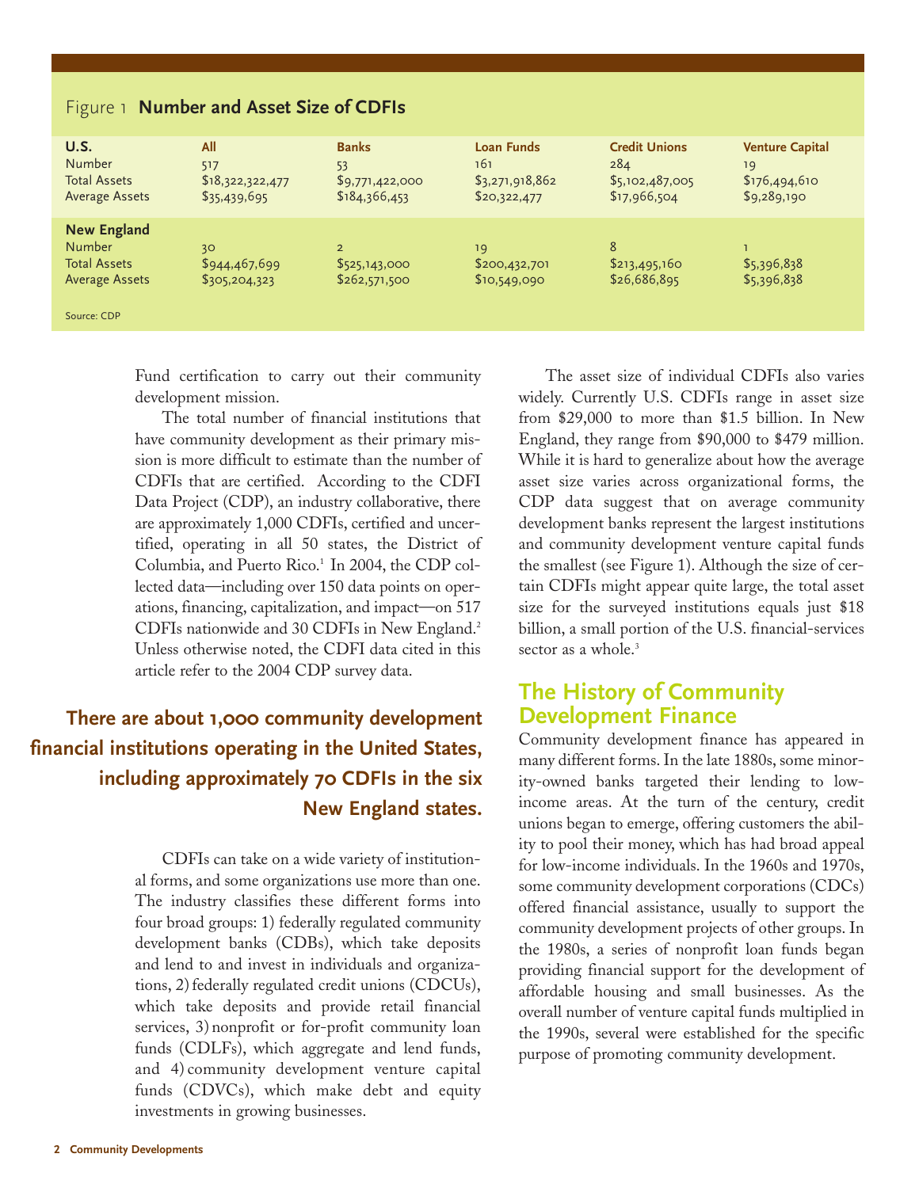Figure 1 **Number and Asset Size of CDFIs**

| U.S. | All | Banks | Loan Funds | Credit Unions | Venture Capital |
|---|---|---|---|---|---|
| Number | 517 | 53 | 161 | 284 | 19 |
| Total Assets | $18,322,322,477 | $9,771,422,000 | $3,271,918,862 | $5,102,487,005 | $176,494,610 |
| Average Assets | $35,439,695 | $184,366,453 | $20,322,477 | $17,966,504 | $9,289,190 |
| **New England** | | | | | |
| Number | 30 | 2 | 19 | 8 | 1 |
| Total Assets | $944,467,699 | $525,143,000 | $200,432,701 | $213,495,160 | $5,396,838 |
| Average Assets | $305,204,323 | $262,571,500 | $10,549,090 | $26,686,895 | $5,396,838 |

Source: CDP

Fund certification to carry out their community development mission.

The total number of financial institutions that have community development as their primary mission is more difficult to estimate than the number of CDFIs that are certified. According to the CDFI Data Project (CDP), an industry collaborative, there are approximately 1,000 CDFIs, certified and uncertified, operating in all 50 states, the District of Columbia, and Puerto Rico.[1] In 2004, the CDP collected data—including over 150 data points on operations, financing, capitalization, and impact—on 517 CDFIs nationwide and 30 CDFIs in New England.[2] Unless otherwise noted, the CDFI data cited in this article refer to the 2004 CDP survey data.

**There are about 1,000 community development financial institutions operating in the United States, including approximately 70 CDFIs in the six New England states.**

CDFIs can take on a wide variety of institutional forms, and some organizations use more than one. The industry classifies these different forms into four broad groups: 1) federally regulated community development banks (CDBs), which take deposits and lend to and invest in individuals and organizations, 2) federally regulated credit unions (CDCUs), which take deposits and provide retail financial services, 3) nonprofit or for-profit community loan funds (CDLFs), which aggregate and lend funds, and 4) community development venture capital funds (CDVCs), which make debt and equity investments in growing businesses.

The asset size of individual CDFIs also varies widely. Currently U.S. CDFIs range in asset size from $29,000 to more than $1.5 billion. In New England, they range from $90,000 to $479 million. While it is hard to generalize about how the average asset size varies across organizational forms, the CDP data suggest that on average community development banks represent the largest institutions and community development venture capital funds the smallest (see Figure 1). Although the size of certain CDFIs might appear quite large, the total asset size for the surveyed institutions equals just $18 billion, a small portion of the U.S. financial-services sector as a whole.[3]

## The History of Community Development Finance

Community development finance has appeared in many different forms. In the late 1880s, some minority-owned banks targeted their lending to low-income areas. At the turn of the century, credit unions began to emerge, offering customers the ability to pool their money, which has had broad appeal for low-income individuals. In the 1960s and 1970s, some community development corporations (CDCs) offered financial assistance, usually to support the community development projects of other groups. In the 1980s, a series of nonprofit loan funds began providing financial support for the development of affordable housing and small businesses. As the overall number of venture capital funds multiplied in the 1990s, several were established for the specific purpose of promoting community development.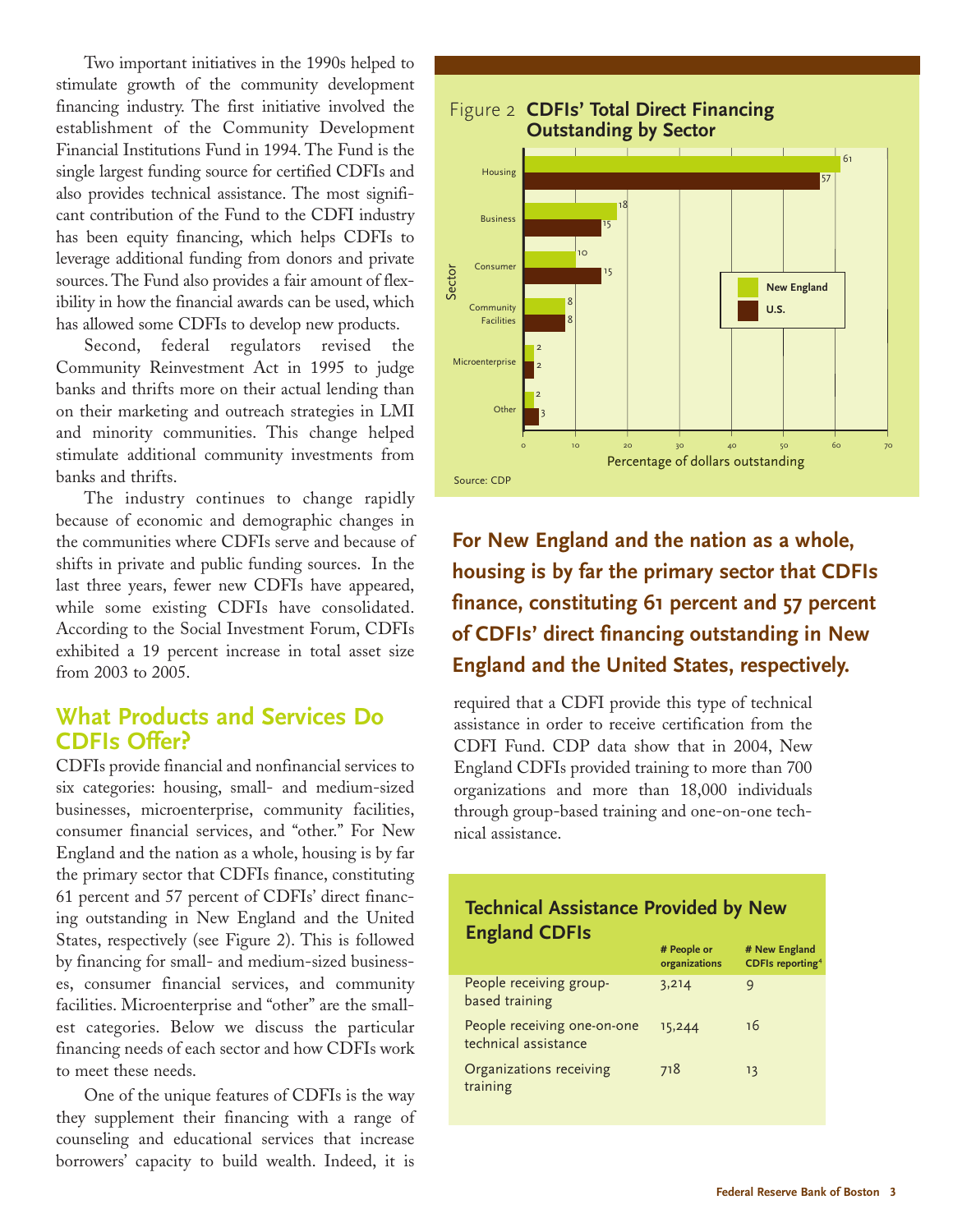Two important initiatives in the 1990s helped to stimulate growth of the community development financing industry. The first initiative involved the establishment of the Community Development Financial Institutions Fund in 1994. The Fund is the single largest funding source for certified CDFIs and also provides technical assistance. The most significant contribution of the Fund to the CDFI industry has been equity financing, which helps CDFIs to leverage additional funding from donors and private sources. The Fund also provides a fair amount of flexibility in how the financial awards can be used, which has allowed some CDFIs to develop new products.

Second, federal regulators revised the Community Reinvestment Act in 1995 to judge banks and thrifts more on their actual lending than on their marketing and outreach strategies in LMI and minority communities. This change helped stimulate additional community investments from banks and thrifts.

The industry continues to change rapidly because of economic and demographic changes in the communities where CDFIs serve and because of shifts in private and public funding sources. In the last three years, fewer new CDFIs have appeared, while some existing CDFIs have consolidated. According to the Social Investment Forum, CDFIs exhibited a 19 percent increase in total asset size from 2003 to 2005.

## What Products and Services Do CDFIs Offer?

CDFIs provide financial and nonfinancial services to six categories: housing, small- and medium-sized businesses, microenterprise, community facilities, consumer financial services, and "other." For New England and the nation as a whole, housing is by far the primary sector that CDFIs finance, constituting 61 percent and 57 percent of CDFIs' direct financing outstanding in New England and the United States, respectively (see Figure 2). This is followed by financing for small- and medium-sized businesses, consumer financial services, and community facilities. Microenterprise and "other" are the smallest categories. Below we discuss the particular financing needs of each sector and how CDFIs work to meet these needs.

One of the unique features of CDFIs is the way they supplement their financing with a range of counseling and educational services that increase borrowers' capacity to build wealth. Indeed, it is required that a CDFI provide this type of technical assistance in order to receive certification from the CDFI Fund. CDP data show that in 2004, New England CDFIs provided training to more than 700 organizations and more than 18,000 individuals through group-based training and one-on-one technical assistance.

**Figure 2 CDFIs' Total Direct Financing Outstanding by Sector**

| Sector | New England | U.S. |
|---|---|---|
| Housing | 61 | 57 |
| Business | 18 | 15 |
| Consumer | 10 | 15 |
| Community Facilities | 8 | 8 |
| Microenterprise | 2 | 2 |
| Other | 2 | 3 |

Percentage of dollars outstanding

Source: CDP

**For New England and the nation as a whole, housing is by far the primary sector that CDFIs finance, constituting 61 percent and 57 percent of CDFIs' direct financing outstanding in New England and the United States, respectively.**

### Technical Assistance Provided by New England CDFIs

| | # People or organizations | # New England CDFIs reporting[4] |
|---|---|---|
| People receiving group-based training | 3,214 | 9 |
| People receiving one-on-one technical assistance | 15,244 | 16 |
| Organizations receiving training | 718 | 13 |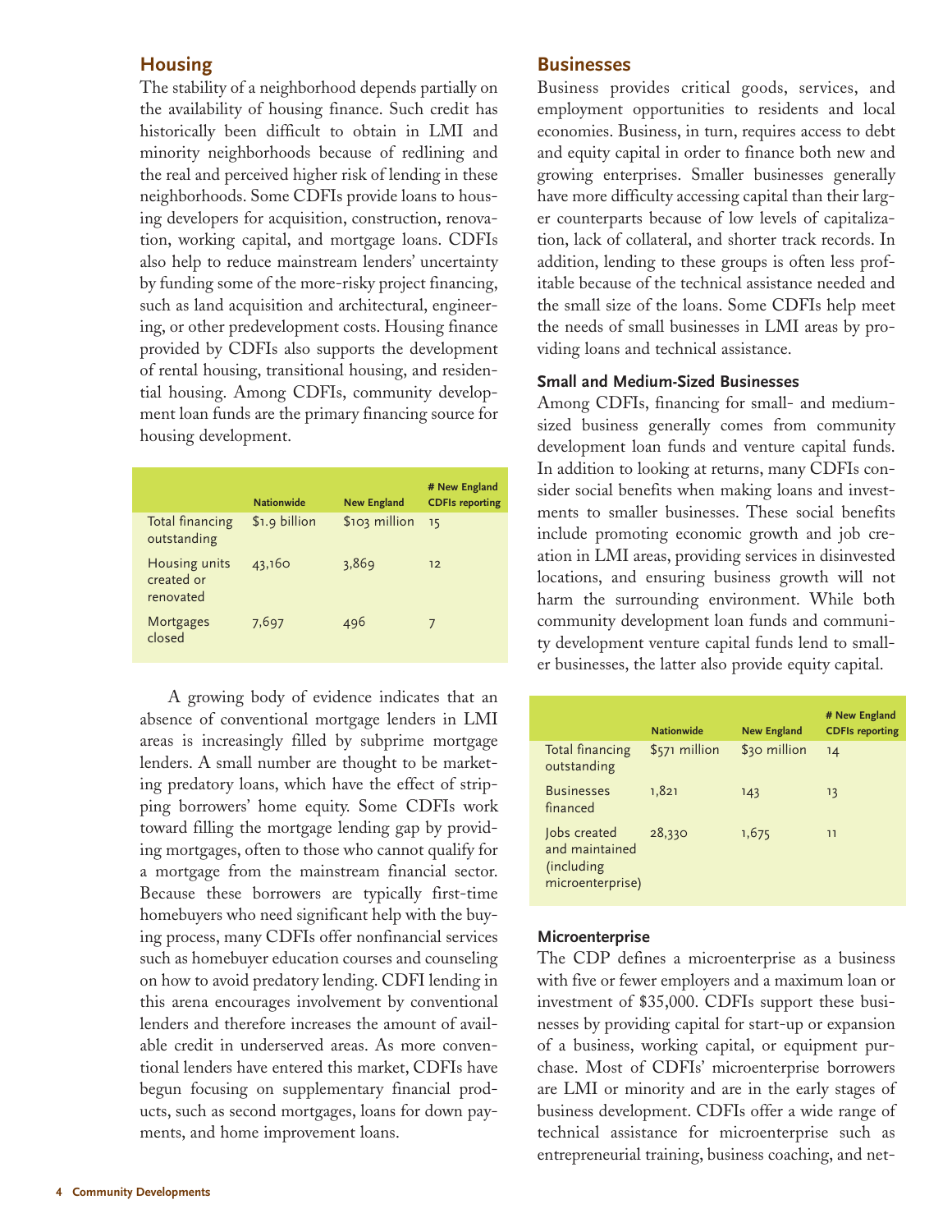## Housing

The stability of a neighborhood depends partially on the availability of housing finance. Such credit has historically been difficult to obtain in LMI and minority neighborhoods because of redlining and the real and perceived higher risk of lending in these neighborhoods. Some CDFIs provide loans to housing developers for acquisition, construction, renovation, working capital, and mortgage loans. CDFIs also help to reduce mainstream lenders' uncertainty by funding some of the more-risky project financing, such as land acquisition and architectural, engineering, or other predevelopment costs. Housing finance provided by CDFIs also supports the development of rental housing, transitional housing, and residential housing. Among CDFIs, community development loan funds are the primary financing source for housing development.

| | Nationwide | New England | # New England CDFIs reporting |
|---|---|---|---|
| Total financing outstanding | $1.9 billion | $103 million | 15 |
| Housing units created or renovated | 43,160 | 3,869 | 12 |
| Mortgages closed | 7,697 | 496 | 7 |

A growing body of evidence indicates that an absence of conventional mortgage lenders in LMI areas is increasingly filled by subprime mortgage lenders. A small number are thought to be marketing predatory loans, which have the effect of stripping borrowers' home equity. Some CDFIs work toward filling the mortgage lending gap by providing mortgages, often to those who cannot qualify for a mortgage from the mainstream financial sector. Because these borrowers are typically first-time homebuyers who need significant help with the buying process, many CDFIs offer nonfinancial services such as homebuyer education courses and counseling on how to avoid predatory lending. CDFI lending in this arena encourages involvement by conventional lenders and therefore increases the amount of available credit in underserved areas. As more conventional lenders have entered this market, CDFIs have begun focusing on supplementary financial products, such as second mortgages, loans for down payments, and home improvement loans.

## Businesses

Business provides critical goods, services, and employment opportunities to residents and local economies. Business, in turn, requires access to debt and equity capital in order to finance both new and growing enterprises. Smaller businesses generally have more difficulty accessing capital than their larger counterparts because of low levels of capitalization, lack of collateral, and shorter track records. In addition, lending to these groups is often less profitable because of the technical assistance needed and the small size of the loans. Some CDFIs help meet the needs of small businesses in LMI areas by providing loans and technical assistance.

### Small and Medium-Sized Businesses

Among CDFIs, financing for small- and medium-sized business generally comes from community development loan funds and venture capital funds. In addition to looking at returns, many CDFIs consider social benefits when making loans and investments to smaller businesses. These social benefits include promoting economic growth and job creation in LMI areas, providing services in disinvested locations, and ensuring business growth will not harm the surrounding environment. While both community development loan funds and community development venture capital funds lend to smaller businesses, the latter also provide equity capital.

| | Nationwide | New England | # New England CDFIs reporting |
|---|---|---|---|
| Total financing outstanding | $571 million | $30 million | 14 |
| Businesses financed | 1,821 | 143 | 13 |
| Jobs created and maintained (including microenterprise) | 28,330 | 1,675 | 11 |

### Microenterprise

The CDP defines a microenterprise as a business with five or fewer employers and a maximum loan or investment of $35,000. CDFIs support these businesses by providing capital for start-up or expansion of a business, working capital, or equipment purchase. Most of CDFIs' microenterprise borrowers are LMI or minority and are in the early stages of business development. CDFIs offer a wide range of technical assistance for microenterprise such as entrepreneurial training, business coaching, and net-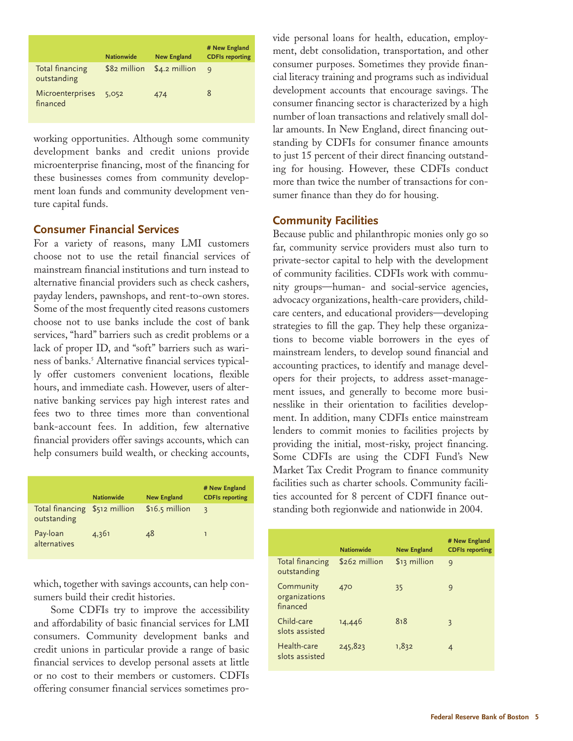| | Nationwide | New England | # New England CDFIs reporting |
|---|---|---|---|
| Total financing outstanding | $82 million | $4.2 million | 9 |
| Microenterprises financed | 5,052 | 474 | 8 |

working opportunities. Although some community development banks and credit unions provide microenterprise financing, most of the financing for these businesses comes from community development loan funds and community development venture capital funds.

## Consumer Financial Services

For a variety of reasons, many LMI customers choose not to use the retail financial services of mainstream financial institutions and turn instead to alternative financial providers such as check cashers, payday lenders, pawnshops, and rent-to-own stores. Some of the most frequently cited reasons customers choose not to use banks include the cost of bank services, "hard" barriers such as credit problems or a lack of proper ID, and "soft" barriers such as wariness of banks.[5] Alternative financial services typically offer customers convenient locations, flexible hours, and immediate cash. However, users of alternative banking services pay high interest rates and fees two to three times more than conventional bank-account fees. In addition, few alternative financial providers offer savings accounts, which can help consumers build wealth, or checking accounts, which, together with savings accounts, can help consumers build their credit histories.

| | Nationwide | New England | # New England CDFIs reporting |
|---|---|---|---|
| Total financing outstanding | $512 million | $16.5 million | 3 |
| Pay-loan alternatives | 4,361 | 48 | 1 |

Some CDFIs try to improve the accessibility and affordability of basic financial services for LMI consumers. Community development banks and credit unions in particular provide a range of basic financial services to develop personal assets at little or no cost to their members or customers. CDFIs offering consumer financial services sometimes provide personal loans for health, education, employment, debt consolidation, transportation, and other consumer purposes. Sometimes they provide financial literacy training and programs such as individual development accounts that encourage savings. The consumer financing sector is characterized by a high number of loan transactions and relatively small dollar amounts. In New England, direct financing outstanding by CDFIs for consumer finance amounts to just 15 percent of their direct financing outstanding for housing. However, these CDFIs conduct more than twice the number of transactions for consumer finance than they do for housing.

## Community Facilities

Because public and philanthropic monies only go so far, community service providers must also turn to private-sector capital to help with the development of community facilities. CDFIs work with community groups—human- and social-service agencies, advocacy organizations, health-care providers, child-care centers, and educational providers—developing strategies to fill the gap. They help these organizations to become viable borrowers in the eyes of mainstream lenders, to develop sound financial and accounting practices, to identify and manage developers for their projects, to address asset-management issues, and generally to become more businesslike in their orientation to facilities development. In addition, many CDFIs entice mainstream lenders to commit monies to facilities projects by providing the initial, most-risky, project financing. Some CDFIs are using the CDFI Fund's New Market Tax Credit Program to finance community facilities such as charter schools. Community facilities accounted for 8 percent of CDFI finance outstanding both regionwide and nationwide in 2004.

| | Nationwide | New England | # New England CDFIs reporting |
|---|---|---|---|
| Total financing outstanding | $262 million | $13 million | 9 |
| Community organizations financed | 470 | 35 | 9 |
| Child-care slots assisted | 14,446 | 818 | 3 |
| Health-care slots assisted | 245,823 | 1,832 | 4 |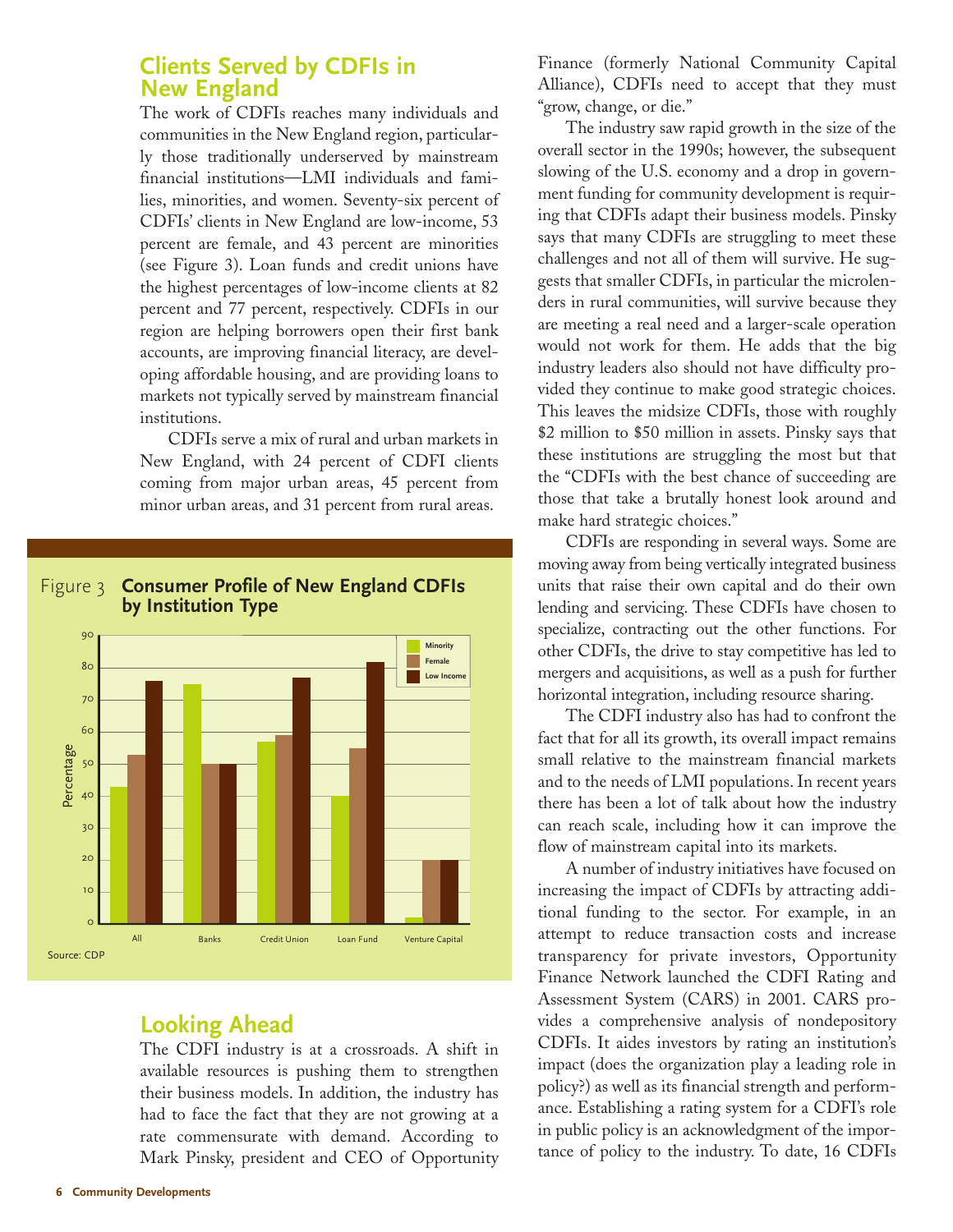## Clients Served by CDFIs in New England

The work of CDFIs reaches many individuals and communities in the New England region, particularly those traditionally underserved by mainstream financial institutions—LMI individuals and families, minorities, and women. Seventy-six percent of CDFIs' clients in New England are low-income, 53 percent are female, and 43 percent are minorities (see Figure 3). Loan funds and credit unions have the highest percentages of low-income clients at 82 percent and 77 percent, respectively. CDFIs in our region are helping borrowers open their first bank accounts, are improving financial literacy, are developing affordable housing, and are providing loans to markets not typically served by mainstream financial institutions.

CDFIs serve a mix of rural and urban markets in New England, with 24 percent of CDFI clients coming from major urban areas, 45 percent from minor urban areas, and 31 percent from rural areas.

Figure 3 **Consumer Profile of New England CDFIs by Institution Type**

| | Minority | Female | Low Income |
|---|---|---|---|
| All | 43 | 53 | 76 |
| Banks | 75 | 50 | 50 |
| Credit Union | 57 | 59 | 77 |
| Loan Fund | 40 | 55 | 82 |
| Venture Capital | 2 | 20 | 20 |

Source: CDP

## Looking Ahead

The CDFI industry is at a crossroads. A shift in available resources is pushing them to strengthen their business models. In addition, the industry has had to face the fact that they are not growing at a rate commensurate with demand. According to Mark Pinsky, president and CEO of Opportunity Finance (formerly National Community Capital Alliance), CDFIs need to accept that they must "grow, change, or die."

The industry saw rapid growth in the size of the overall sector in the 1990s; however, the subsequent slowing of the U.S. economy and a drop in government funding for community development is requiring that CDFIs adapt their business models. Pinsky says that many CDFIs are struggling to meet these challenges and not all of them will survive. He suggests that smaller CDFIs, in particular the microlenders in rural communities, will survive because they are meeting a real need and a larger-scale operation would not work for them. He adds that the big industry leaders also should not have difficulty provided they continue to make good strategic choices. This leaves the midsize CDFIs, those with roughly \$2 million to \$50 million in assets. Pinsky says that these institutions are struggling the most but that the "CDFIs with the best chance of succeeding are those that take a brutally honest look around and make hard strategic choices."

CDFIs are responding in several ways. Some are moving away from being vertically integrated business units that raise their own capital and do their own lending and servicing. These CDFIs have chosen to specialize, contracting out the other functions. For other CDFIs, the drive to stay competitive has led to mergers and acquisitions, as well as a push for further horizontal integration, including resource sharing.

The CDFI industry also has had to confront the fact that for all its growth, its overall impact remains small relative to the mainstream financial markets and to the needs of LMI populations. In recent years there has been a lot of talk about how the industry can reach scale, including how it can improve the flow of mainstream capital into its markets.

A number of industry initiatives have focused on increasing the impact of CDFIs by attracting additional funding to the sector. For example, in an attempt to reduce transaction costs and increase transparency for private investors, Opportunity Finance Network launched the CDFI Rating and Assessment System (CARS) in 2001. CARS provides a comprehensive analysis of nondepository CDFIs. It aides investors by rating an institution's impact (does the organization play a leading role in policy?) as well as its financial strength and performance. Establishing a rating system for a CDFI's role in public policy is an acknowledgment of the importance of policy to the industry. To date, 16 CDFIs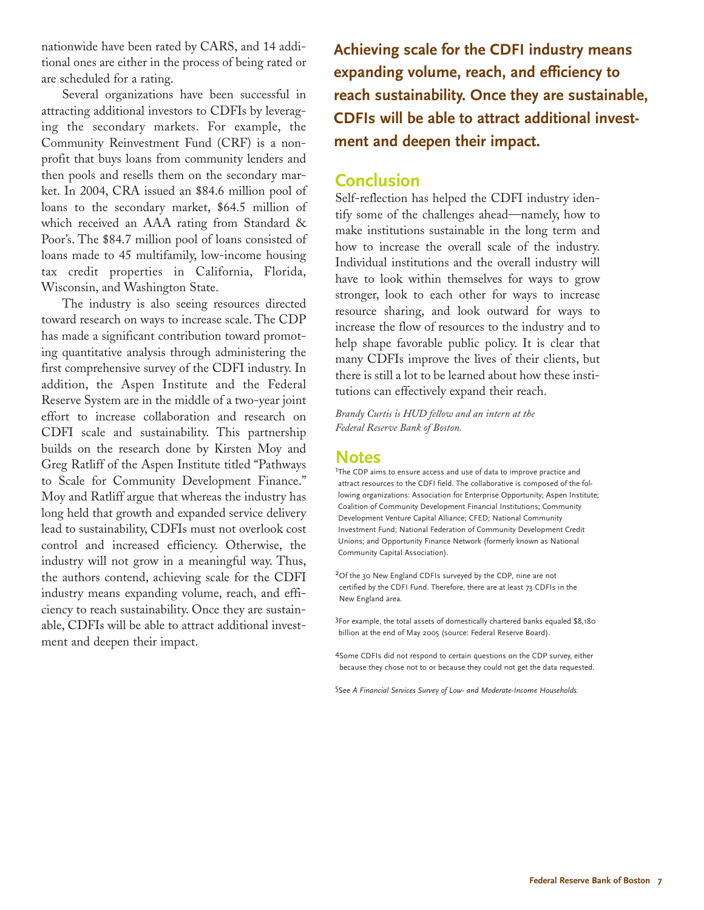nationwide have been rated by CARS, and 14 additional ones are either in the process of being rated or are scheduled for a rating.

Several organizations have been successful in attracting additional investors to CDFIs by leveraging the secondary markets. For example, the Community Reinvestment Fund (CRF) is a nonprofit that buys loans from community lenders and then pools and resells them on the secondary market. In 2004, CRA issued an $84.6 million pool of loans to the secondary market, $64.5 million of which received an AAA rating from Standard & Poor's. The $84.7 million pool of loans consisted of loans made to 45 multifamily, low-income housing tax credit properties in California, Florida, Wisconsin, and Washington State.

The industry is also seeing resources directed toward research on ways to increase scale. The CDP has made a significant contribution toward promoting quantitative analysis through administering the first comprehensive survey of the CDFI industry. In addition, the Aspen Institute and the Federal Reserve System are in the middle of a two-year joint effort to increase collaboration and research on CDFI scale and sustainability. This partnership builds on the research done by Kirsten Moy and Greg Ratliff of the Aspen Institute titled "Pathways to Scale for Community Development Finance." Moy and Ratliff argue that whereas the industry has long held that growth and expanded service delivery lead to sustainability, CDFIs must not overlook cost control and increased efficiency. Otherwise, the industry will not grow in a meaningful way. Thus, the authors contend, achieving scale for the CDFI industry means expanding volume, reach, and efficiency to reach sustainability. Once they are sustainable, CDFIs will be able to attract additional investment and deepen their impact.

**Achieving scale for the CDFI industry means expanding volume, reach, and efficiency to reach sustainability. Once they are sustainable, CDFIs will be able to attract additional investment and deepen their impact.**

## Conclusion

Self-reflection has helped the CDFI industry identify some of the challenges ahead—namely, how to make institutions sustainable in the long term and how to increase the overall scale of the industry. Individual institutions and the overall industry will have to look within themselves for ways to grow stronger, look to each other for ways to increase resource sharing, and look outward for ways to increase the flow of resources to the industry and to help shape favorable public policy. It is clear that many CDFIs improve the lives of their clients, but there is still a lot to be learned about how these institutions can effectively expand their reach.

*Brandy Curtis is HUD fellow and an intern at the Federal Reserve Bank of Boston.*

## Notes

[1] The CDP aims to ensure access and use of data to improve practice and attract resources to the CDFI field. The collaborative is composed of the following organizations: Association for Enterprise Opportunity; Aspen Institute; Coalition of Community Development Financial Institutions; Community Development Venture Capital Alliance; CFED; National Community Investment Fund; National Federation of Community Development Credit Unions; and Opportunity Finance Network (formerly known as National Community Capital Association).

[2] Of the 30 New England CDFIs surveyed by the CDP, nine are not certified by the CDFI Fund. Therefore, there are at least 73 CDFIs in the New England area.

[3] For example, the total assets of domestically chartered banks equaled $8,180 billion at the end of May 2005 (source: Federal Reserve Board).

[4] Some CDFIs did not respond to certain questions on the CDP survey, either because they chose not to or because they could not get the data requested.

[5] See *A Financial Services Survey of Low- and Moderate-Income Households.*